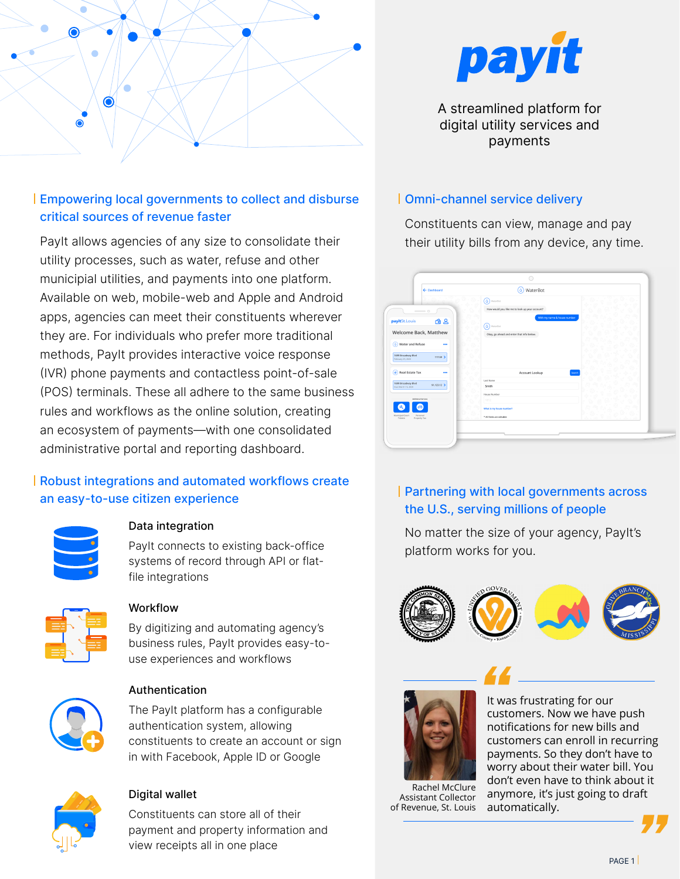# payit

A streamlined platform for digital utility services and payments

## Empowering local governments to collect and disburse critical sources of revenue faster

PayIt allows agencies of any size to consolidate their utility processes, such as water, refuse and other municipial utilities, and payments into one platform. Available on web, mobile-web and Apple and Android apps, agencies can meet their constituents wherever they are. For individuals who prefer more traditional methods, PayIt provides interactive voice response (IVR) phone payments and contactless point-of-sale (POS) terminals. These all adhere to the same business rules and workflows as the online solution, creating an ecosystem of payments—with one consolidated administrative portal and reporting dashboard.

## Robust integrations and automated workflows create an easy-to-use citizen experience

### Data integration

PayIt connects to existing back-office systems of record through API or flat-file integrations

### Workflow

By digitizing and automating agency's business rules, PayIt provides easy-to-use experiences and workflows

### Authentication

The PayIt platform has a configurable authentication system, allowing constituents to create an account or sign in with Facebook, Apple ID or Google

### Digital wallet

Constituents can store all of their payment and property information and view receipts all in one place

## Omni-channel service delivery

Constituents can view, manage and pay their utility bills from any device, any time.

## Partnering with local governments across the U.S., serving millions of people

No matter the size of your agency, PayIt's platform works for you.

> It was frustrating for our customers. Now we have push notifications for new bills and customers can enroll in recurring payments. So they don't have to worry about their water bill. You don't even have to think about it anymore, it's just going to draft automatically.

Rachel McClure
Assistant Collector of Revenue, St. Louis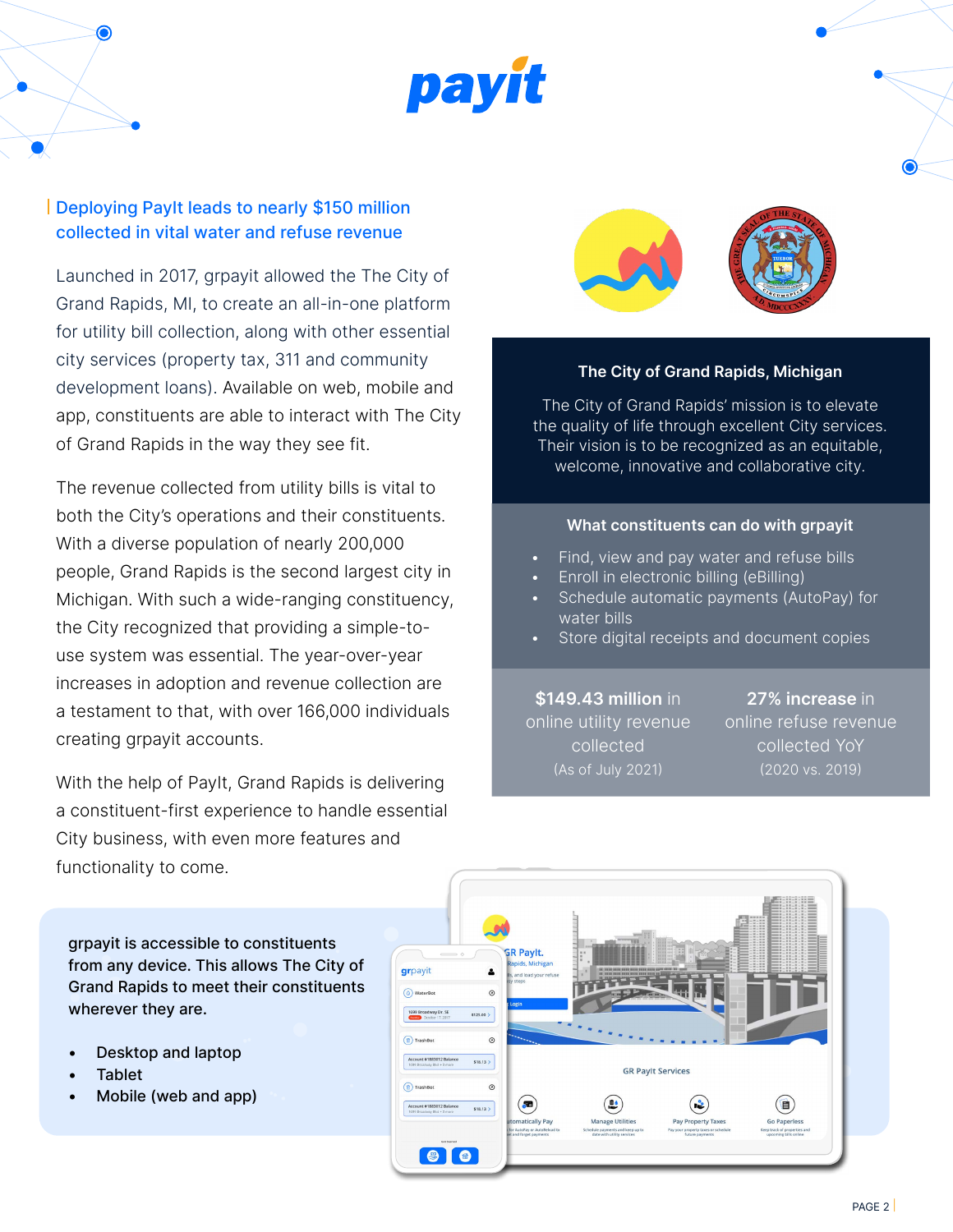# Deploying PayIt leads to nearly $150 million collected in vital water and refuse revenue

Launched in 2017, grpayit allowed the The City of Grand Rapids, MI, to create an all-in-one platform for utility bill collection, along with other essential city services (property tax, 311 and community development loans). Available on web, mobile and app, constituents are able to interact with The City of Grand Rapids in the way they see fit.

The revenue collected from utility bills is vital to both the City's operations and their constituents. With a diverse population of nearly 200,000 people, Grand Rapids is the second largest city in Michigan. With such a wide-ranging constituency, the City recognized that providing a simple-to-use system was essential. The year-over-year increases in adoption and revenue collection are a testament to that, with over 166,000 individuals creating grpayit accounts.

With the help of PayIt, Grand Rapids is delivering a constituent-first experience to handle essential City business, with even more features and functionality to come.

## The City of Grand Rapids, Michigan

The City of Grand Rapids' mission is to elevate the quality of life through excellent City services. Their vision is to be recognized as an equitable, welcome, innovative and collaborative city.

## What constituents can do with grpayit

- Find, view and pay water and refuse bills
- Enroll in electronic billing (eBilling)
- Schedule automatic payments (AutoPay) for water bills
- Store digital receipts and document copies

**$149.43 million** in online utility revenue collected
(As of July 2021)

**27% increase** in online refuse revenue collected YoY
(2020 vs. 2019)

grpayit is accessible to constituents from any device. This allows The City of Grand Rapids to meet their constituents wherever they are.

- Desktop and laptop
- Tablet
- Mobile (web and app)